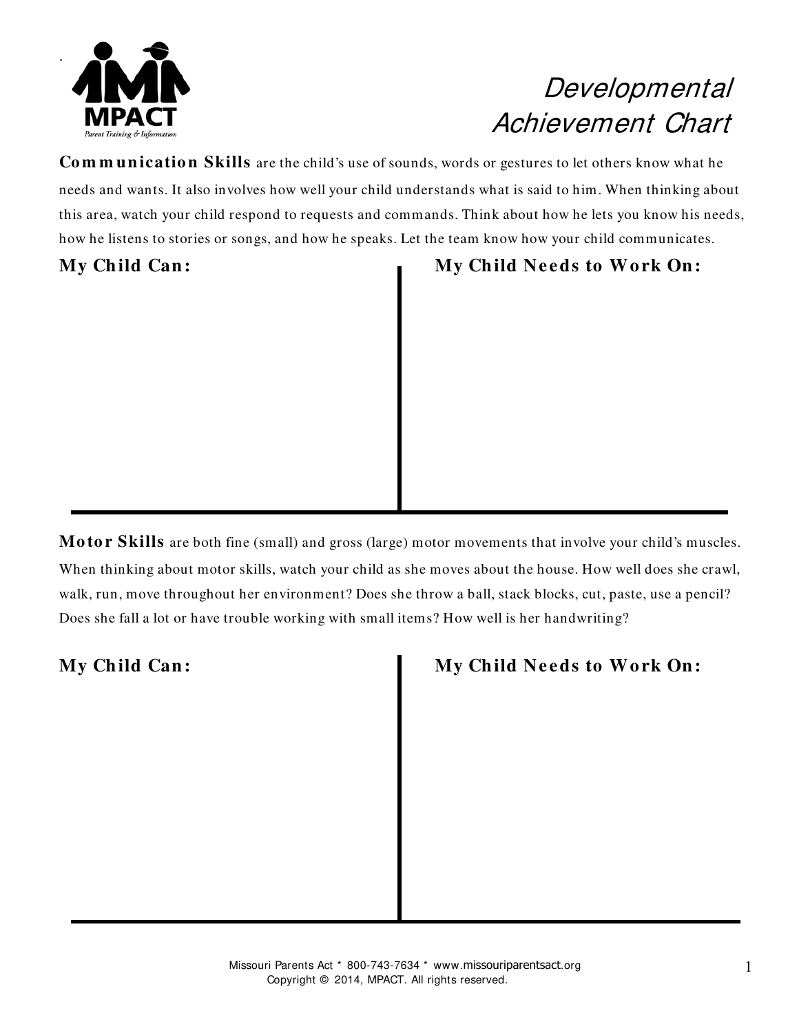# Developmental Achievement Chart

**Communication Skills** are the child's use of sounds, words or gestures to let others know what he needs and wants. It also involves how well your child understands what is said to him. When thinking about this area, watch your child respond to requests and commands. Think about how he lets you know his needs, how he listens to stories or songs, and how he speaks. Let the team know how your child communicates.

| My Child Can: | My Child Needs to Work On: |
| --- | --- |
| | |

**Motor Skills** are both fine (small) and gross (large) motor movements that involve your child's muscles. When thinking about motor skills, watch your child as she moves about the house. How well does she crawl, walk, run, move throughout her environment? Does she throw a ball, stack blocks, cut, paste, use a pencil? Does she fall a lot or have trouble working with small items? How well is her handwriting?

| My Child Can: | My Child Needs to Work On: |
| --- | --- |
| | |

Missouri Parents Act * 800-743-7634 * www.missouriparentsact.org
Copyright © 2014, MPACT. All rights reserved.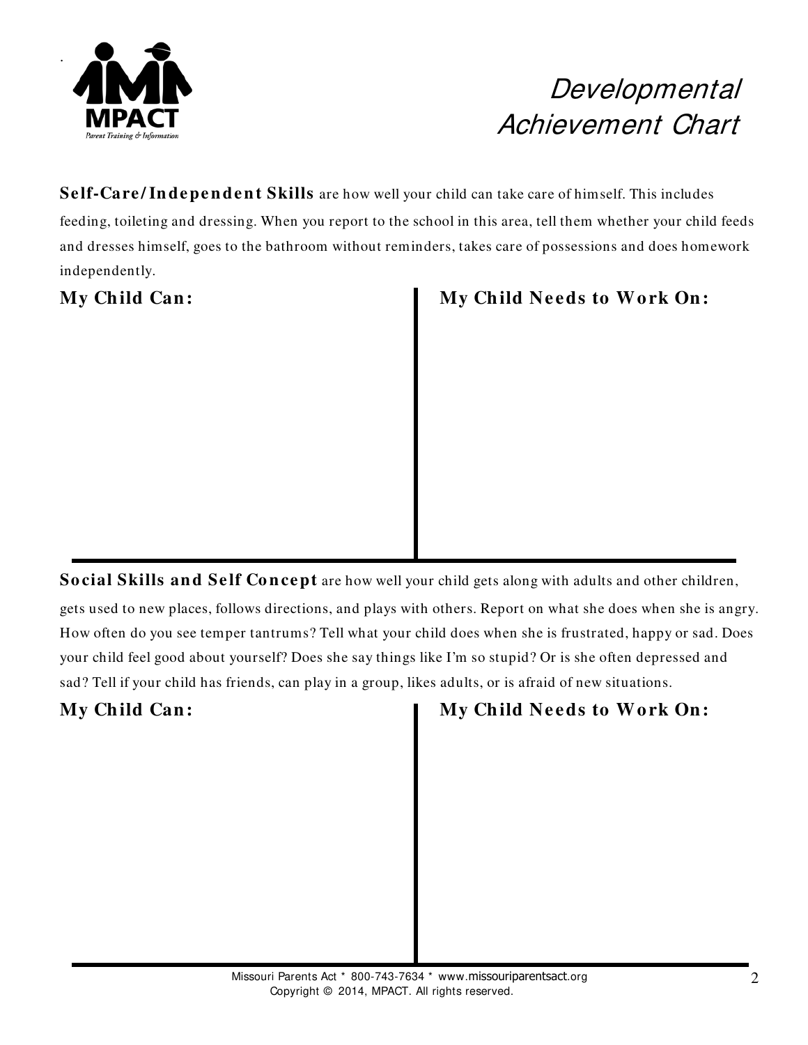MPACT

Parent Training & Information

# Developmental Achievement Chart

**Self-Care/Independent Skills** are how well your child can take care of himself. This includes feeding, toileting and dressing. When you report to the school in this area, tell them whether your child feeds and dresses himself, goes to the bathroom without reminders, takes care of possessions and does homework independently.

| My Child Can: | My Child Needs to Work On: |
| --- | --- |
| | |

**Social Skills and Self Concept** are how well your child gets along with adults and other children, gets used to new places, follows directions, and plays with others. Report on what she does when she is angry. How often do you see temper tantrums? Tell what your child does when she is frustrated, happy or sad. Does your child feel good about yourself? Does she say things like I'm so stupid? Or is she often depressed and sad? Tell if your child has friends, can play in a group, likes adults, or is afraid of new situations.

| My Child Can: | My Child Needs to Work On: |
| --- | --- |
| | |

Missouri Parents Act * 800-743-7634 * www.missouriparentsact.org
Copyright © 2014, MPACT. All rights reserved.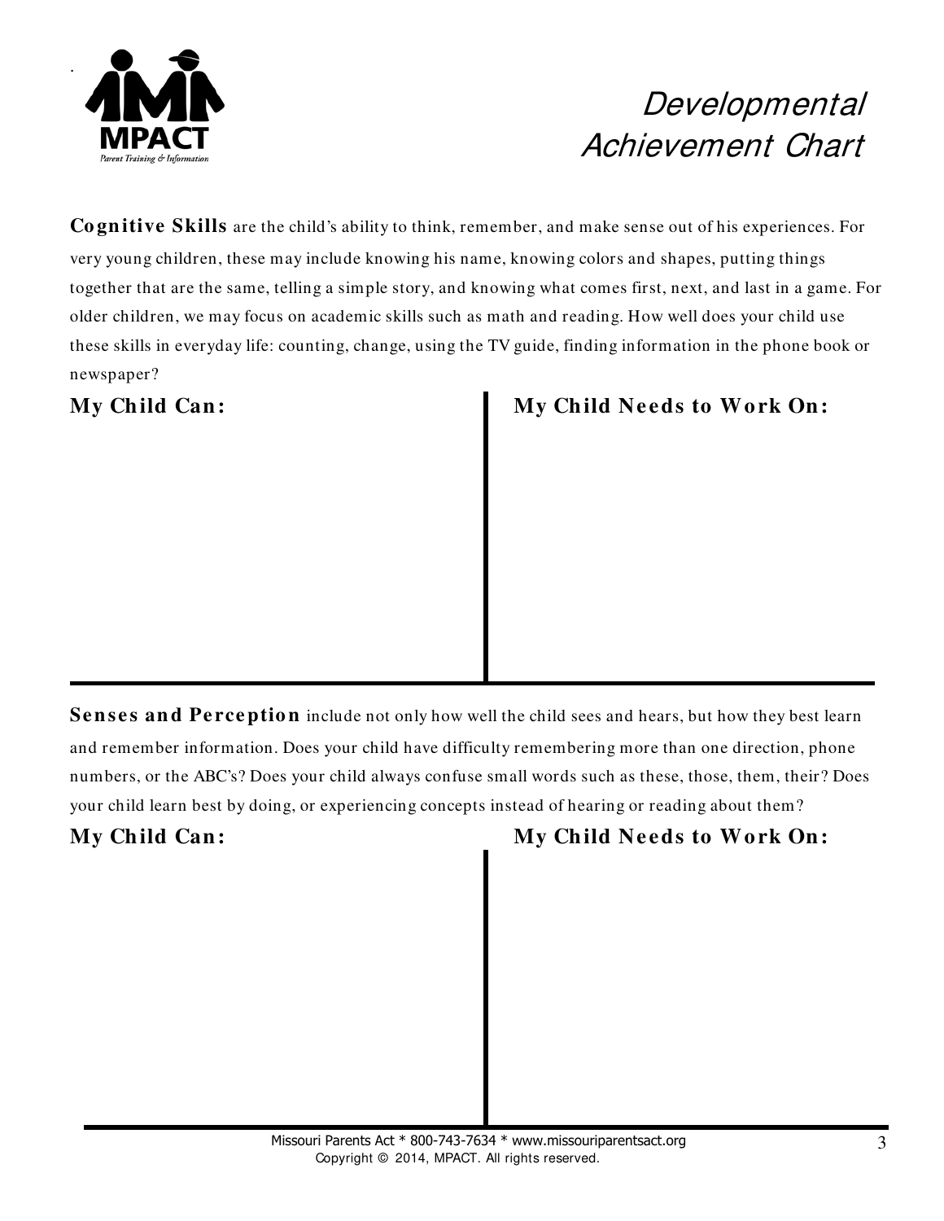MPACT

Parent Training & Information

# Developmental Achievement Chart

**Cognitive Skills** are the child's ability to think, remember, and make sense out of his experiences. For very young children, these may include knowing his name, knowing colors and shapes, putting things together that are the same, telling a simple story, and knowing what comes first, next, and last in a game. For older children, we may focus on academic skills such as math and reading. How well does your child use these skills in everyday life: counting, change, using the TV guide, finding information in the phone book or newspaper?

| My Child Can: | My Child Needs to Work On: |
| --- | --- |
| | |

**Senses and Perception** include not only how well the child sees and hears, but how they best learn and remember information. Does your child have difficulty remembering more than one direction, phone numbers, or the ABC's? Does your child always confuse small words such as these, those, them, their? Does your child learn best by doing, or experiencing concepts instead of hearing or reading about them?

| My Child Can: | My Child Needs to Work On: |
| --- | --- |
| | |

Missouri Parents Act * 800-743-7634 * www.missouriparentsact.org
Copyright © 2014, MPACT. All rights reserved.